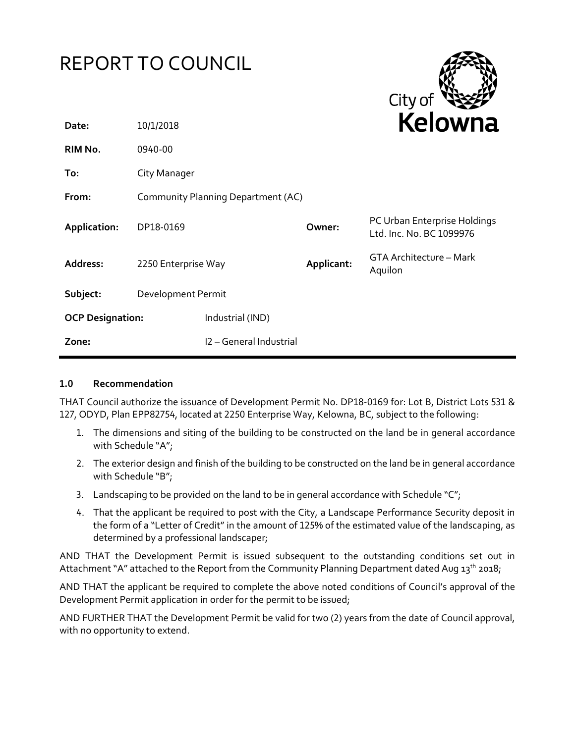# REPORT TO COUNCIL

City of Kelowna

| | | | |
|---|---|---|---|
| **Date:** | 10/1/2018 | | |
| **RIM No.** | 0940-00 | | |
| **To:** | City Manager | | |
| **From:** | Community Planning Department (AC) | | |
| **Application:** | DP18-0169 | **Owner:** | PC Urban Enterprise Holdings Ltd. Inc. No. BC 1099976 |
| **Address:** | 2250 Enterprise Way | **Applicant:** | GTA Architecture – Mark Aquilon |
| **Subject:** | Development Permit | | |
| **OCP Designation:** | Industrial (IND) | | |
| **Zone:** | I2 – General Industrial | | |

### 1.0 Recommendation

THAT Council authorize the issuance of Development Permit No. DP18-0169 for: Lot B, District Lots 531 & 127, ODYD, Plan EPP82754, located at 2250 Enterprise Way, Kelowna, BC, subject to the following:

1. The dimensions and siting of the building to be constructed on the land be in general accordance with Schedule "A";
2. The exterior design and finish of the building to be constructed on the land be in general accordance with Schedule "B";
3. Landscaping to be provided on the land to be in general accordance with Schedule "C";
4. That the applicant be required to post with the City, a Landscape Performance Security deposit in the form of a "Letter of Credit" in the amount of 125% of the estimated value of the landscaping, as determined by a professional landscaper;

AND THAT the Development Permit is issued subsequent to the outstanding conditions set out in Attachment "A" attached to the Report from the Community Planning Department dated Aug 13th 2018;

AND THAT the applicant be required to complete the above noted conditions of Council's approval of the Development Permit application in order for the permit to be issued;

AND FURTHER THAT the Development Permit be valid for two (2) years from the date of Council approval, with no opportunity to extend.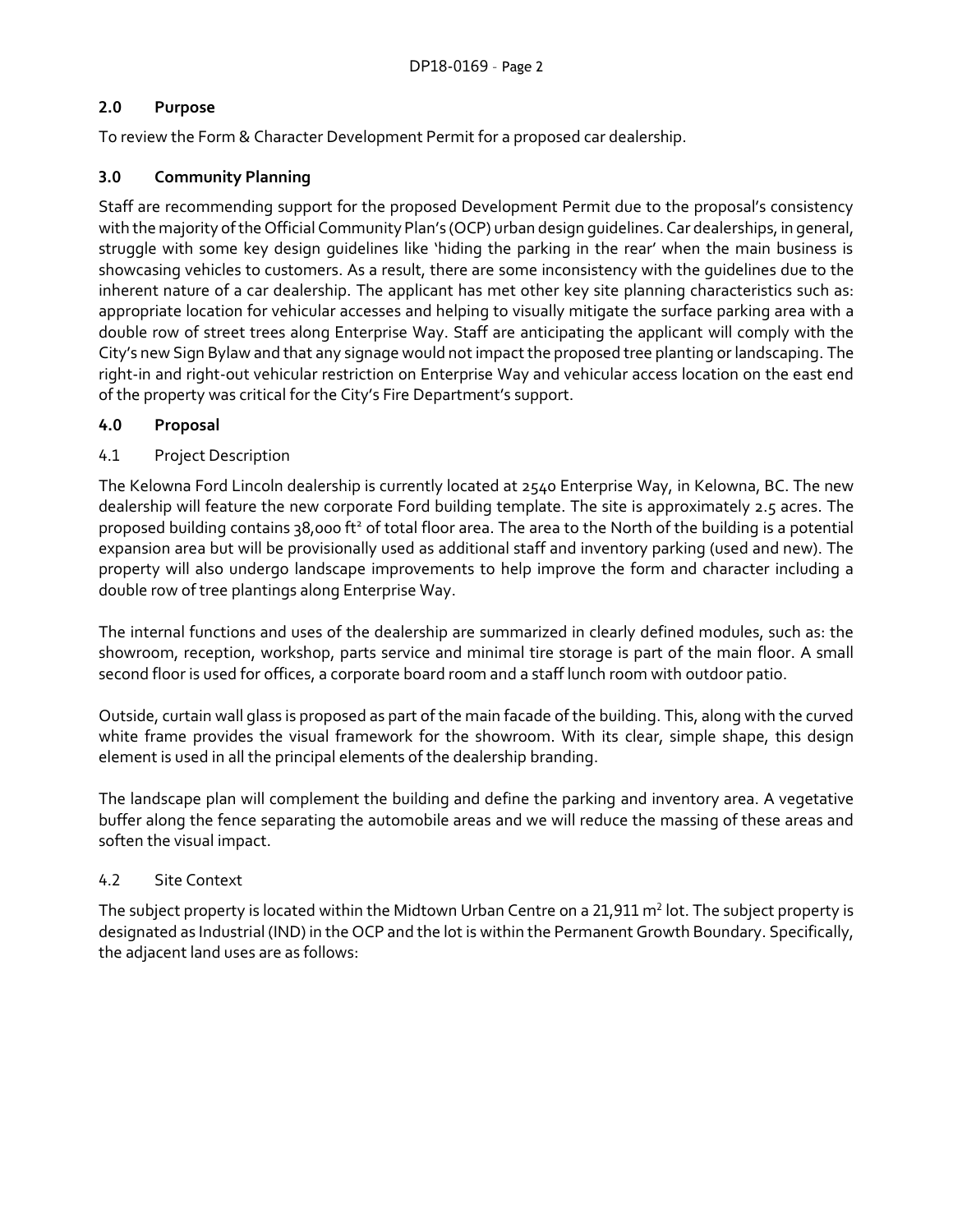## 2.0 Purpose

To review the Form & Character Development Permit for a proposed car dealership.

## 3.0 Community Planning

Staff are recommending support for the proposed Development Permit due to the proposal's consistency with the majority of the Official Community Plan's (OCP) urban design guidelines. Car dealerships, in general, struggle with some key design guidelines like 'hiding the parking in the rear' when the main business is showcasing vehicles to customers. As a result, there are some inconsistency with the guidelines due to the inherent nature of a car dealership. The applicant has met other key site planning characteristics such as: appropriate location for vehicular accesses and helping to visually mitigate the surface parking area with a double row of street trees along Enterprise Way. Staff are anticipating the applicant will comply with the City's new Sign Bylaw and that any signage would not impact the proposed tree planting or landscaping. The right-in and right-out vehicular restriction on Enterprise Way and vehicular access location on the east end of the property was critical for the City's Fire Department's support.

## 4.0 Proposal

### 4.1 Project Description

The Kelowna Ford Lincoln dealership is currently located at 2540 Enterprise Way, in Kelowna, BC. The new dealership will feature the new corporate Ford building template. The site is approximately 2.5 acres. The proposed building contains 38,000 ft² of total floor area. The area to the North of the building is a potential expansion area but will be provisionally used as additional staff and inventory parking (used and new). The property will also undergo landscape improvements to help improve the form and character including a double row of tree plantings along Enterprise Way.

The internal functions and uses of the dealership are summarized in clearly defined modules, such as: the showroom, reception, workshop, parts service and minimal tire storage is part of the main floor. A small second floor is used for offices, a corporate board room and a staff lunch room with outdoor patio.

Outside, curtain wall glass is proposed as part of the main facade of the building. This, along with the curved white frame provides the visual framework for the showroom. With its clear, simple shape, this design element is used in all the principal elements of the dealership branding.

The landscape plan will complement the building and define the parking and inventory area. A vegetative buffer along the fence separating the automobile areas and we will reduce the massing of these areas and soften the visual impact.

### 4.2 Site Context

The subject property is located within the Midtown Urban Centre on a 21,911 m² lot. The subject property is designated as Industrial (IND) in the OCP and the lot is within the Permanent Growth Boundary. Specifically, the adjacent land uses are as follows: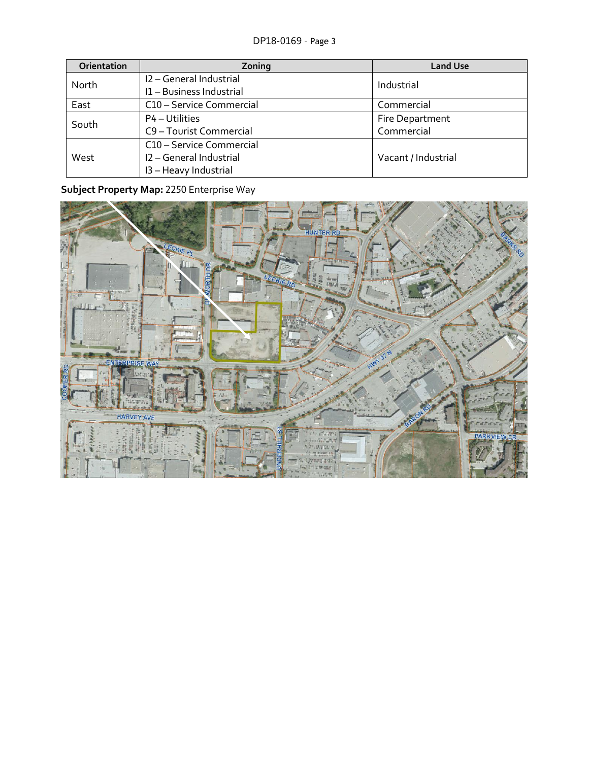| Orientation | Zoning | Land Use |
|---|---|---|
| North | I2 – General Industrial<br>I1 – Business Industrial | Industrial |
| East | C10 – Service Commercial | Commercial |
| South | P4 – Utilities<br>C9 – Tourist Commercial | Fire Department<br>Commercial |
| West | C10 – Service Commercial<br>I2 – General Industrial<br>I3 – Heavy Industrial | Vacant / Industrial |

**Subject Property Map:** 2250 Enterprise Way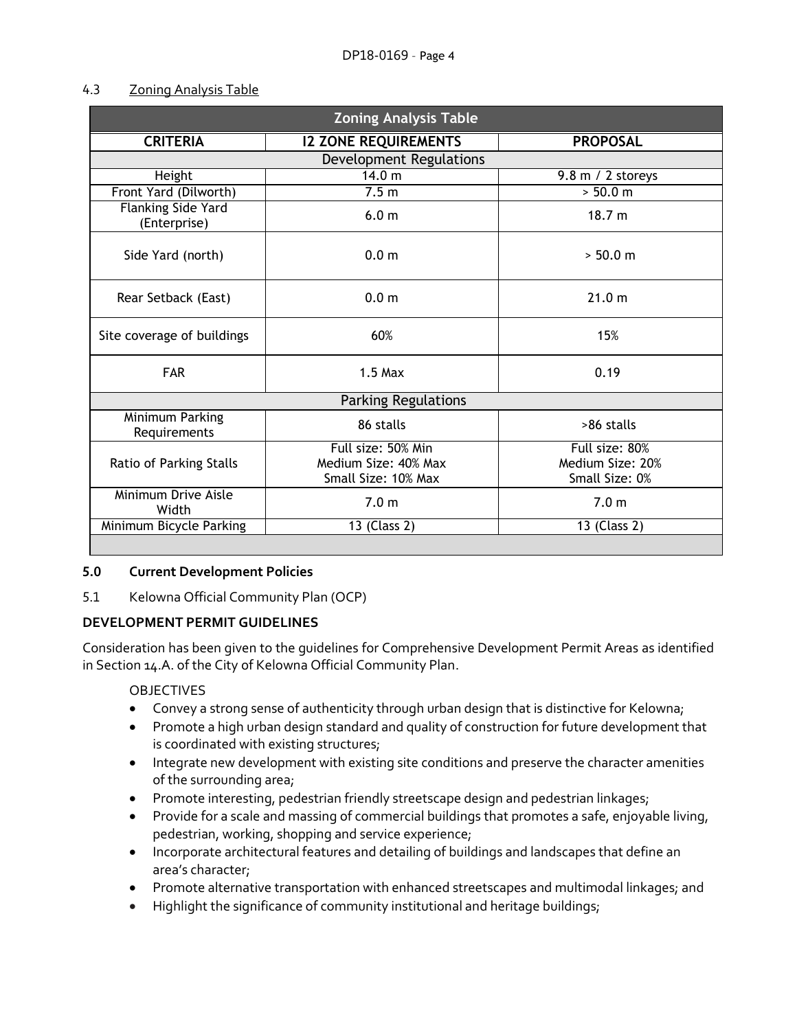### 4.3 Zoning Analysis Table

| Zoning Analysis Table | | |
|---|---|---|
| **CRITERIA** | **I2 ZONE REQUIREMENTS** | **PROPOSAL** |
| Development Regulations | | |
| Height | 14.0 m | 9.8 m / 2 storeys |
| Front Yard (Dilworth) | 7.5 m | > 50.0 m |
| Flanking Side Yard (Enterprise) | 6.0 m | 18.7 m |
| Side Yard (north) | 0.0 m | > 50.0 m |
| Rear Setback (East) | 0.0 m | 21.0 m |
| Site coverage of buildings | 60% | 15% |
| FAR | 1.5 Max | 0.19 |
| Parking Regulations | | |
| Minimum Parking Requirements | 86 stalls | >86 stalls |
| Ratio of Parking Stalls | Full size: 50% Min<br>Medium Size: 40% Max<br>Small Size: 10% Max | Full size: 80%<br>Medium Size: 20%<br>Small Size: 0% |
| Minimum Drive Aisle Width | 7.0 m | 7.0 m |
| Minimum Bicycle Parking | 13 (Class 2) | 13 (Class 2) |

## 5.0 Current Development Policies

### 5.1 Kelowna Official Community Plan (OCP)

**DEVELOPMENT PERMIT GUIDELINES**

Consideration has been given to the guidelines for Comprehensive Development Permit Areas as identified in Section 14.A. of the City of Kelowna Official Community Plan.

OBJECTIVES

- Convey a strong sense of authenticity through urban design that is distinctive for Kelowna;
- Promote a high urban design standard and quality of construction for future development that is coordinated with existing structures;
- Integrate new development with existing site conditions and preserve the character amenities of the surrounding area;
- Promote interesting, pedestrian friendly streetscape design and pedestrian linkages;
- Provide for a scale and massing of commercial buildings that promotes a safe, enjoyable living, pedestrian, working, shopping and service experience;
- Incorporate architectural features and detailing of buildings and landscapes that define an area's character;
- Promote alternative transportation with enhanced streetscapes and multimodal linkages; and
- Highlight the significance of community institutional and heritage buildings;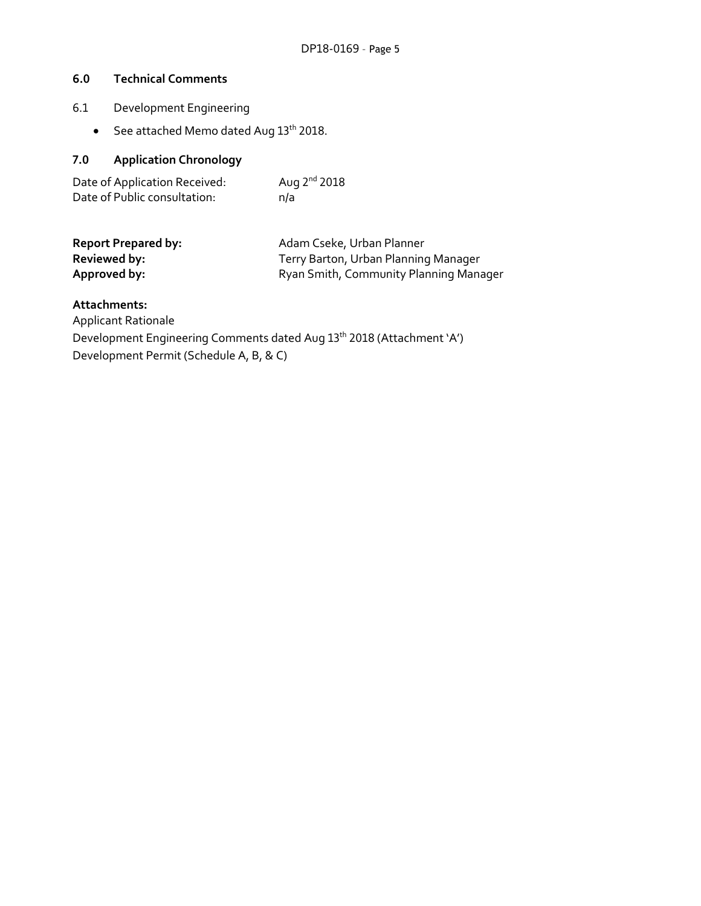## 6.0 Technical Comments

6.1 Development Engineering

- See attached Memo dated Aug 13th 2018.

## 7.0 Application Chronology

Date of Application Received: Aug 2nd 2018
Date of Public consultation: n/a

**Report Prepared by:** Adam Cseke, Urban Planner
**Reviewed by:** Terry Barton, Urban Planning Manager
**Approved by:** Ryan Smith, Community Planning Manager

**Attachments:**
Applicant Rationale
Development Engineering Comments dated Aug 13th 2018 (Attachment 'A')
Development Permit (Schedule A, B, & C)